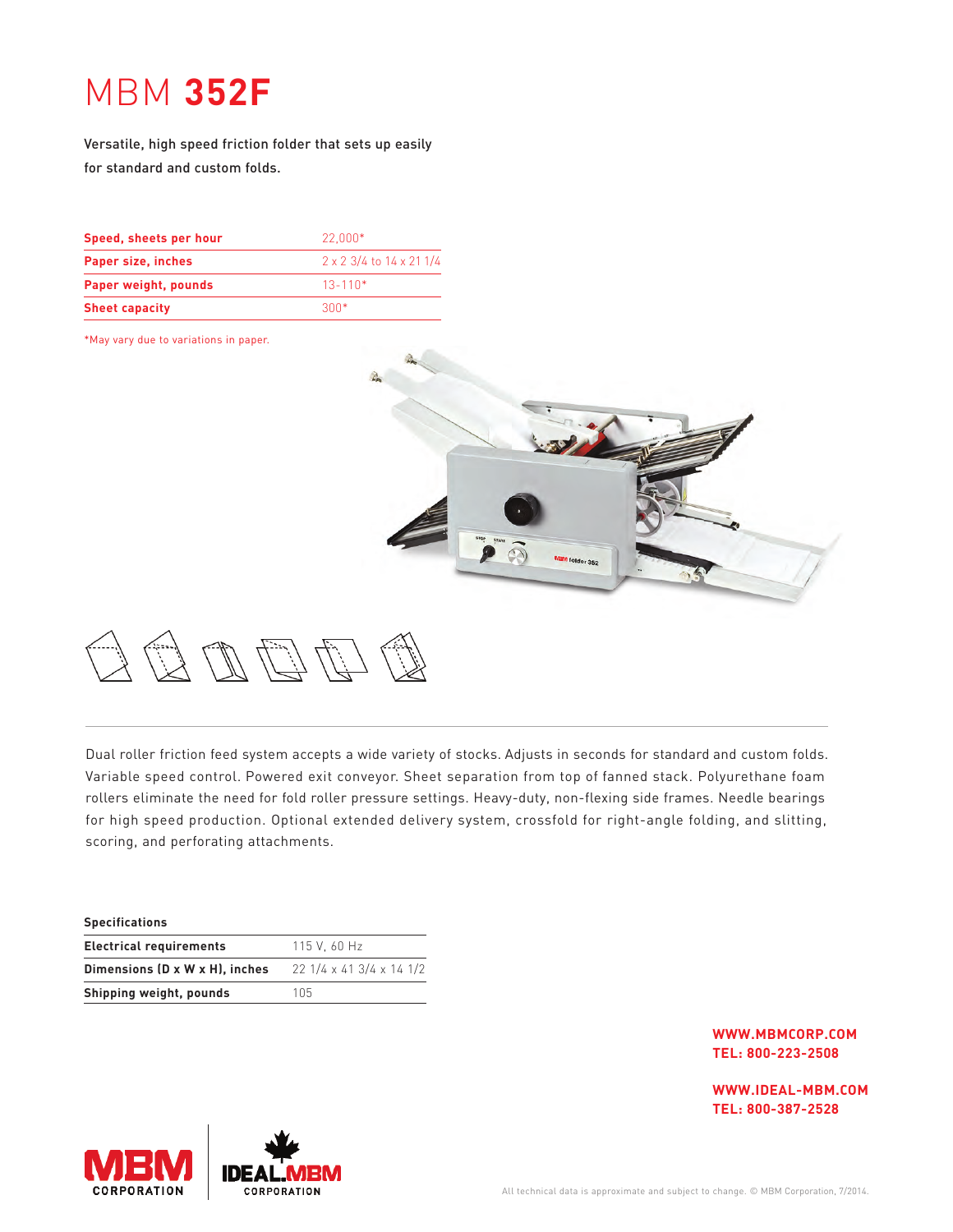# MBM **352F**

Versatile, high speed friction folder that sets up easily for standard and custom folds.

| | |
|---|---|
| **Speed, sheets per hour** | 22,000* |
| **Paper size, inches** | 2 x 2 3/4 to 14 x 21 1/4 |
| **Paper weight, pounds** | 13-110* |
| **Sheet capacity** | 300* |

*May vary due to variations in paper.

Dual roller friction feed system accepts a wide variety of stocks. Adjusts in seconds for standard and custom folds. Variable speed control. Powered exit conveyor. Sheet separation from top of fanned stack. Polyurethane foam rollers eliminate the need for fold roller pressure settings. Heavy-duty, non-flexing side frames. Needle bearings for high speed production. Optional extended delivery system, crossfold for right-angle folding, and slitting, scoring, and perforating attachments.

**Specifications**

| | |
|---|---|
| **Electrical requirements** | 115 V, 60 Hz |
| **Dimensions (D x W x H), inches** | 22 1/4 x 41 3/4 x 14 1/2 |
| **Shipping weight, pounds** | 105 |

**WWW.MBMCORP.COM**
**TEL: 800-223-2508**

**WWW.IDEAL-MBM.COM**
**TEL: 800-387-2528**

MBM CORPORATION | IDEAL.MBM CORPORATION

All technical data is approximate and subject to change. © MBM Corporation, 7/2014.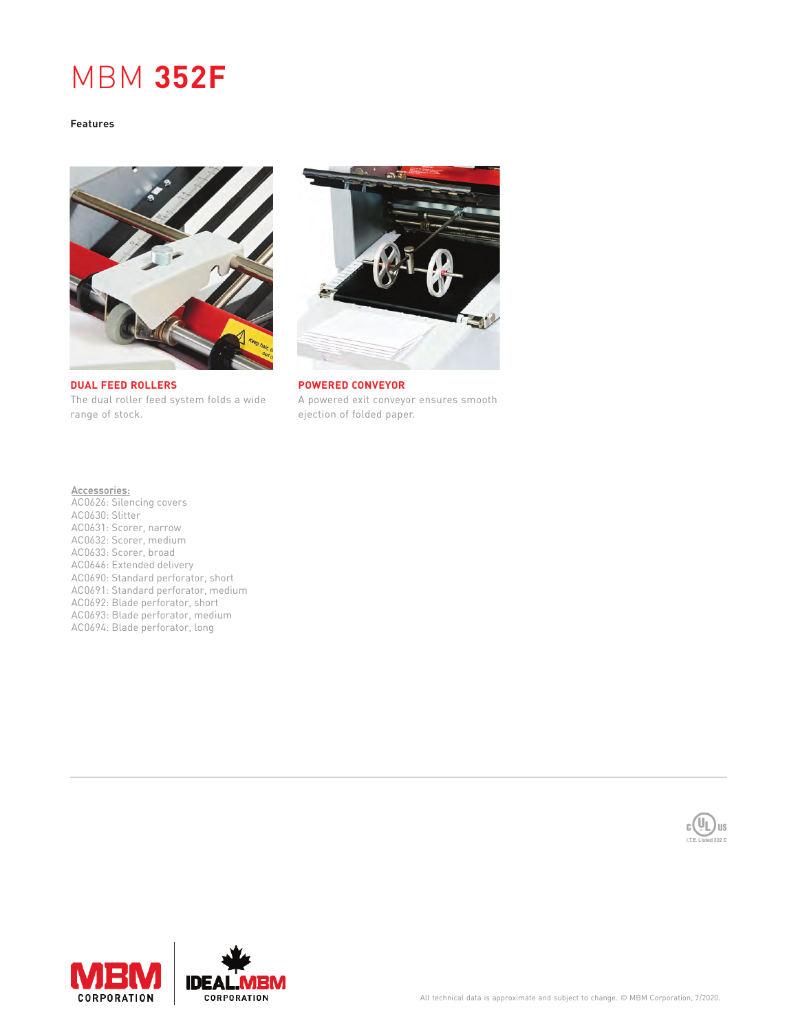# MBM **352F**

**Features**

**DUAL FEED ROLLERS**

The dual roller feed system folds a wide range of stock.

**POWERED CONVEYOR**

A powered exit conveyor ensures smooth ejection of folded paper.

Accessories:

AC0626: Silencing covers
AC0630: Slitter
AC0631: Scorer, narrow
AC0632: Scorer, medium
AC0633: Scorer, broad
AC0646: Extended delivery
AC0690: Standard perforator, short
AC0691: Standard perforator, medium
AC0692: Blade perforator, short
AC0693: Blade perforator, medium
AC0694: Blade perforator, long

All technical data is approximate and subject to change. © MBM Corporation, 7/2020.